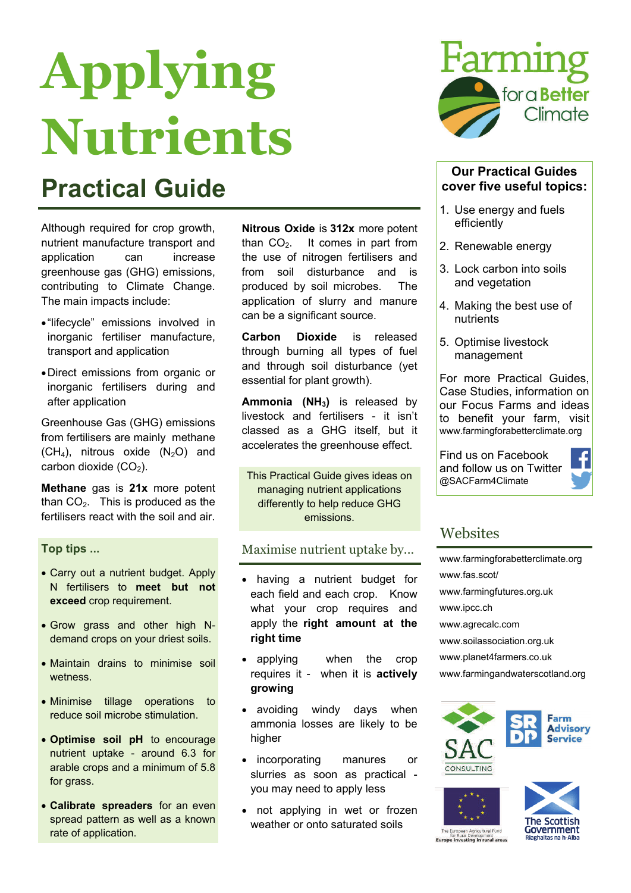# Applying Nutrients

## Practical Guide

Although required for crop growth, nutrient manufacture transport and application can increase greenhouse gas (GHG) emissions, contributing to Climate Change. The main impacts include:

- "lifecycle" emissions involved in inorganic fertiliser manufacture, transport and application
- Direct emissions from organic or inorganic fertilisers during and after application

Greenhouse Gas (GHG) emissions from fertilisers are mainly methane ($CH_4$), nitrous oxide ($N_2O$) and carbon dioxide ($CO_2$).

**Methane** gas is **21x** more potent than $CO_2$. This is produced as the fertilisers react with the soil and air.

**Nitrous Oxide** is **312x** more potent than $CO_2$. It comes in part from the use of nitrogen fertilisers and from soil disturbance and is produced by soil microbes. The application of slurry and manure can be a significant source.

**Carbon Dioxide** is released through burning all types of fuel and through soil disturbance (yet essential for plant growth).

**Ammonia ($NH_3$)** is released by livestock and fertilisers - it isn't classed as a GHG itself, but it accelerates the greenhouse effect.

This Practical Guide gives ideas on managing nutrient applications differently to help reduce GHG emissions.

### Top tips ...

- Carry out a nutrient budget. Apply N fertilisers to **meet but not exceed** crop requirement.
- Grow grass and other high N-demand crops on your driest soils.
- Maintain drains to minimise soil wetness.
- Minimise tillage operations to reduce soil microbe stimulation.
- **Optimise soil pH** to encourage nutrient uptake - around 6.3 for arable crops and a minimum of 5.8 for grass.
- **Calibrate spreaders** for an even spread pattern as well as a known rate of application.

### Maximise nutrient uptake by...

- having a nutrient budget for each field and each crop. Know what your crop requires and apply the **right amount at the right time**
- applying when the crop requires it - when it is **actively growing**
- avoiding windy days when ammonia losses are likely to be higher
- incorporating manures or slurries as soon as practical - you may need to apply less
- not applying in wet or frozen weather or onto saturated soils

Farming for a Better Climate

**Our Practical Guides cover five useful topics:**

1. Use energy and fuels efficiently
2. Renewable energy
3. Lock carbon into soils and vegetation
4. Making the best use of nutrients
5. Optimise livestock management

For more Practical Guides, Case Studies, information on our Focus Farms and ideas to benefit your farm, visit www.farmingforabetterclimate.org

Find us on Facebook and follow us on Twitter @SACFarm4Climate

### Websites

www.farmingforabetterclimate.org
www.fas.scot/
www.farmingfutures.org.uk
www.ipcc.ch
www.agrecalc.com
www.soilassociation.org.uk
www.planet4farmers.co.uk
www.farmingandwaterscotland.org

SAC Consulting | SRDP Farm Advisory Service | The European Agricultural Fund for Rural Development: Europe investing in rural areas | The Scottish Government Riaghaltas na h-Alba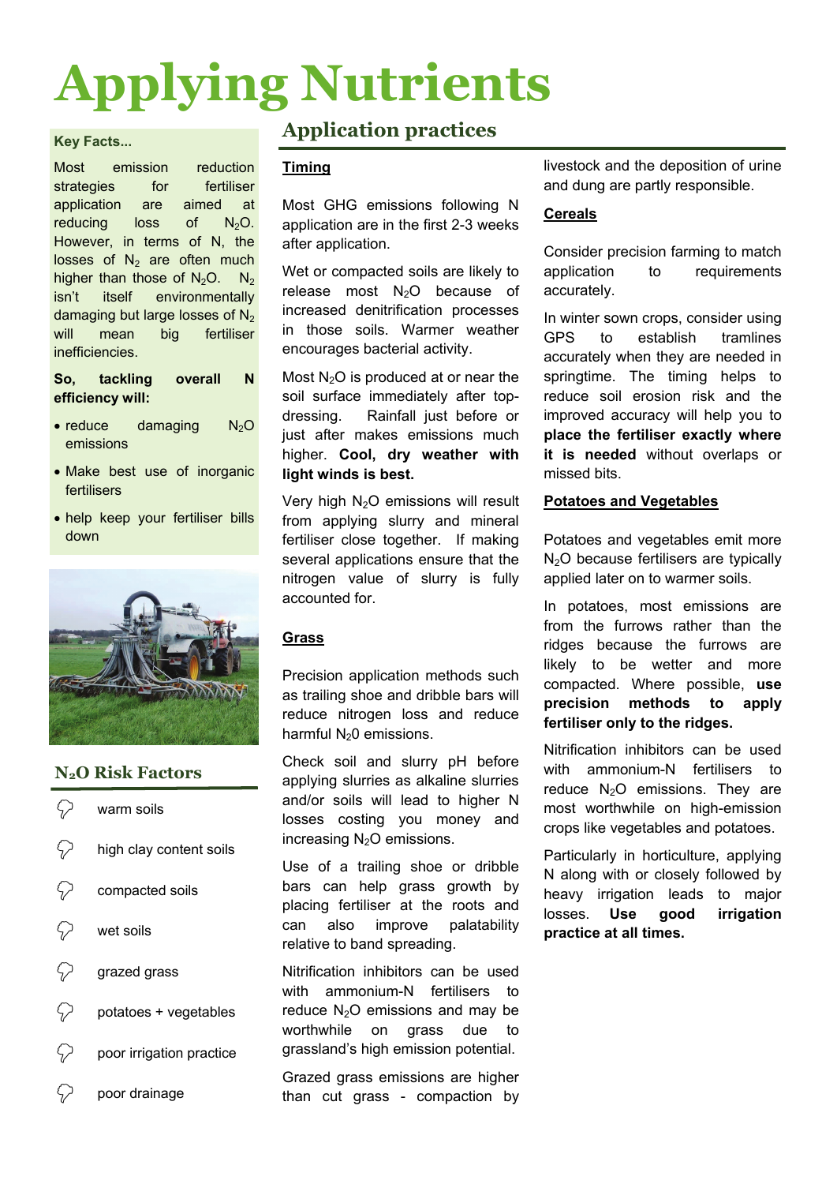# Applying Nutrients

**Key Facts...**

Most emission reduction strategies for fertiliser application are aimed at reducing loss of $N_2O$. However, in terms of N, the losses of $N_2$ are often much higher than those of $N_2O$. $N_2$ isn't itself environmentally damaging but large losses of $N_2$ will mean big fertiliser inefficiencies.

**So, tackling overall N efficiency will:**

- reduce damaging $N_2O$ emissions
- Make best use of inorganic fertilisers
- help keep your fertiliser bills down

## $N_2O$ Risk Factors

- warm soils
- high clay content soils
- compacted soils
- wet soils
- grazed grass
- potatoes + vegetables
- poor irrigation practice
- poor drainage

## Application practices

### Timing

Most GHG emissions following N application are in the first 2-3 weeks after application.

Wet or compacted soils are likely to release most $N_2O$ because of increased denitrification processes in those soils. Warmer weather encourages bacterial activity.

Most $N_2O$ is produced at or near the soil surface immediately after top-dressing. Rainfall just before or just after makes emissions much higher. **Cool, dry weather with light winds is best.**

Very high $N_2O$ emissions will result from applying slurry and mineral fertiliser close together. If making several applications ensure that the nitrogen value of slurry is fully accounted for.

### Grass

Precision application methods such as trailing shoe and dribble bars will reduce nitrogen loss and reduce harmful $N_20$ emissions.

Check soil and slurry pH before applying slurries as alkaline slurries and/or soils will lead to higher N losses costing you money and increasing $N_2O$ emissions.

Use of a trailing shoe or dribble bars can help grass growth by placing fertiliser at the roots and can also improve palatability relative to band spreading.

Nitrification inhibitors can be used with ammonium-N fertilisers to reduce $N_2O$ emissions and may be worthwhile on grass due to grassland's high emission potential.

Grazed grass emissions are higher than cut grass - compaction by livestock and the deposition of urine and dung are partly responsible.

### Cereals

Consider precision farming to match application to requirements accurately.

In winter sown crops, consider using GPS to establish tramlines accurately when they are needed in springtime. The timing helps to reduce soil erosion risk and the improved accuracy will help you to **place the fertiliser exactly where it is needed** without overlaps or missed bits.

### Potatoes and Vegetables

Potatoes and vegetables emit more $N_2O$ because fertilisers are typically applied later on to warmer soils.

In potatoes, most emissions are from the furrows rather than the ridges because the furrows are likely to be wetter and more compacted. Where possible, **use precision methods to apply fertiliser only to the ridges.**

Nitrification inhibitors can be used with ammonium-N fertilisers to reduce $N_2O$ emissions. They are most worthwhile on high-emission crops like vegetables and potatoes.

Particularly in horticulture, applying N along with or closely followed by heavy irrigation leads to major losses. **Use good irrigation practice at all times.**